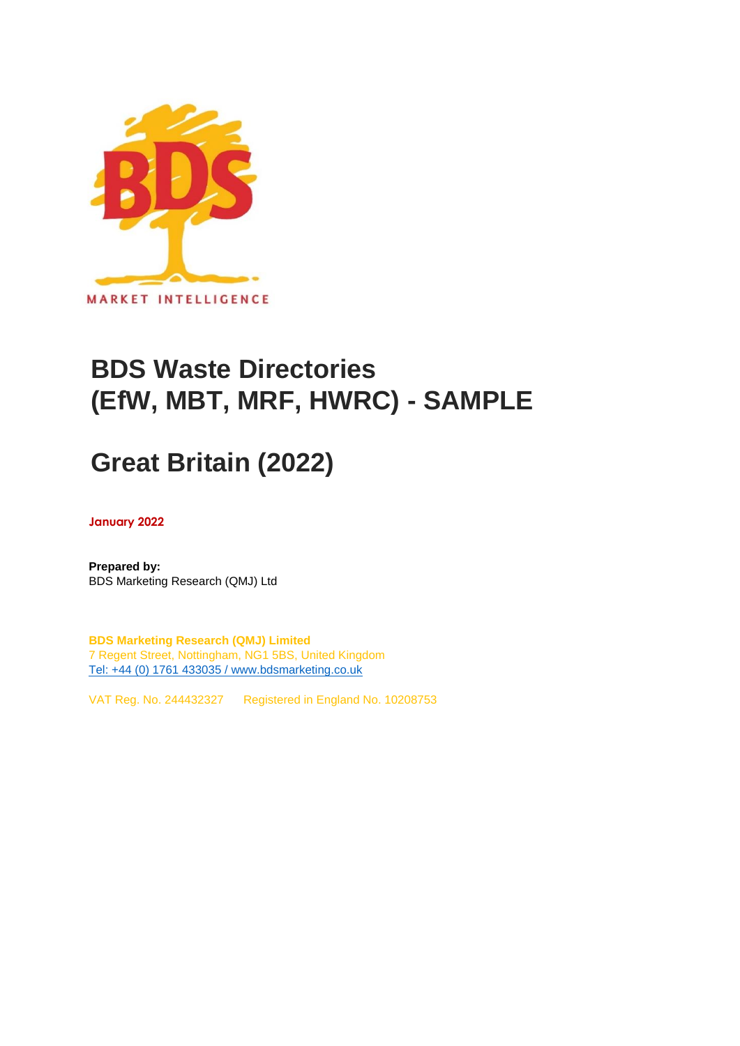MARKET INTELLIGENCE

# BDS Waste Directories (EfW, MBT, MRF, HWRC) - SAMPLE

# Great Britain (2022)

**January 2022**

**Prepared by:**
BDS Marketing Research (QMJ) Ltd

**BDS Marketing Research (QMJ) Limited**
7 Regent Street, Nottingham, NG1 5BS, United Kingdom
Tel: +44 (0) 1761 433035 / www.bdsmarketing.co.uk

VAT Reg. No. 244432327 Registered in England No. 10208753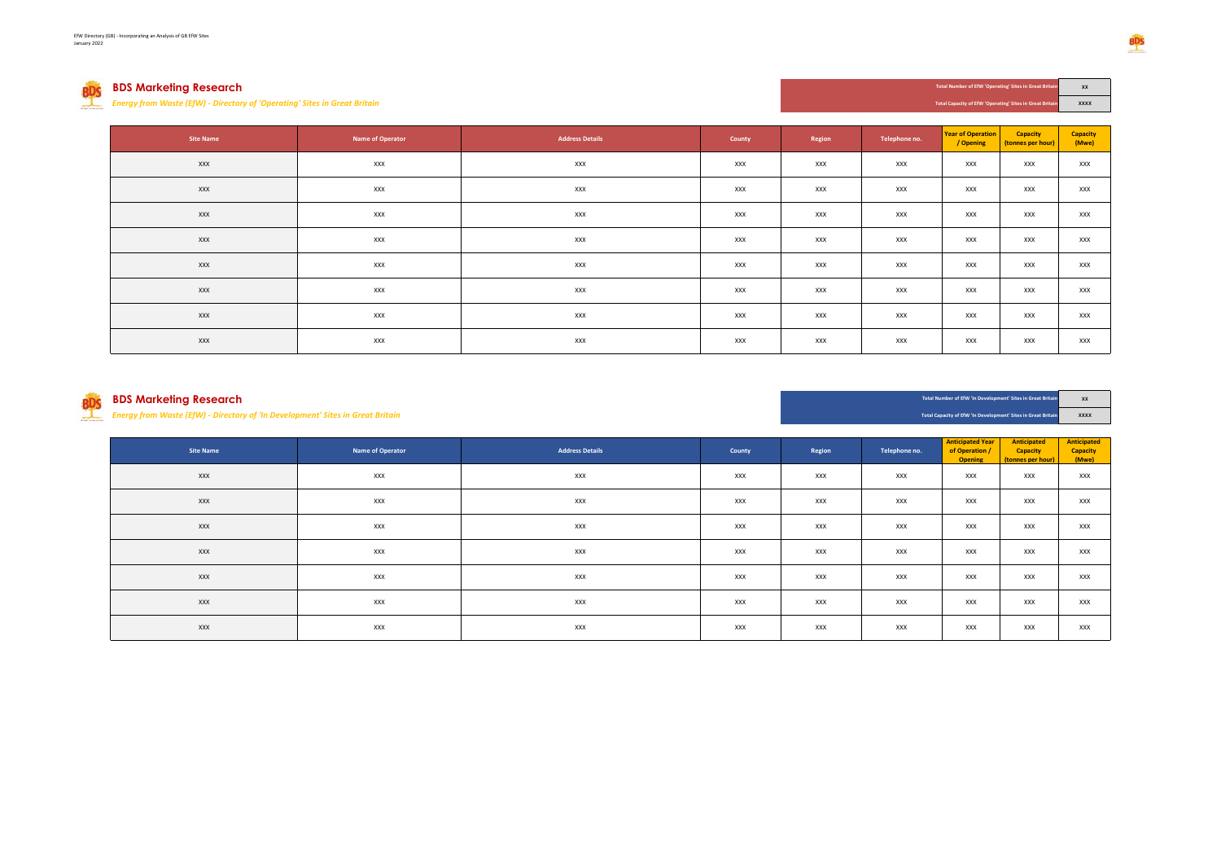## BDS Marketing Research

*Energy from Waste (EfW) - Directory of 'Operating' Sites in Great Britain*

| Total Number of EfW 'Operating' Sites in Great Britain | XX |
|---|---|
| Total Capacity of EfW 'Operating' Sites in Great Britain | XXXX |

| Site Name | Name of Operator | Address Details | County | Region | Telephone no. | Year of Operation / Opening | Capacity (tonnes per hour) | Capacity (Mwe) |
|---|---|---|---|---|---|---|---|---|
| XXX | XXX | XXX | XXX | XXX | XXX | XXX | XXX | XXX |
| XXX | XXX | XXX | XXX | XXX | XXX | XXX | XXX | XXX |
| XXX | XXX | XXX | XXX | XXX | XXX | XXX | XXX | XXX |
| XXX | XXX | XXX | XXX | XXX | XXX | XXX | XXX | XXX |
| XXX | XXX | XXX | XXX | XXX | XXX | XXX | XXX | XXX |
| XXX | XXX | XXX | XXX | XXX | XXX | XXX | XXX | XXX |
| XXX | XXX | XXX | XXX | XXX | XXX | XXX | XXX | XXX |
| XXX | XXX | XXX | XXX | XXX | XXX | XXX | XXX | XXX |

## BDS Marketing Research

*Energy from Waste (EfW) - Directory of 'In Development' Sites in Great Britain*

| Total Number of EfW 'In Development' Sites in Great Britain | XX |
|---|---|
| Total Capacity of EfW 'In Development' Sites in Great Britain | XXXX |

| Site Name | Name of Operator | Address Details | County | Region | Telephone no. | Anticipated Year of Operation / Opening | Anticipated Capacity (tonnes per hour) | Anticipated Capacity (Mwe) |
|---|---|---|---|---|---|---|---|---|
| XXX | XXX | XXX | XXX | XXX | XXX | XXX | XXX | XXX |
| XXX | XXX | XXX | XXX | XXX | XXX | XXX | XXX | XXX |
| XXX | XXX | XXX | XXX | XXX | XXX | XXX | XXX | XXX |
| XXX | XXX | XXX | XXX | XXX | XXX | XXX | XXX | XXX |
| XXX | XXX | XXX | XXX | XXX | XXX | XXX | XXX | XXX |
| XXX | XXX | XXX | XXX | XXX | XXX | XXX | XXX | XXX |
| XXX | XXX | XXX | XXX | XXX | XXX | XXX | XXX | XXX |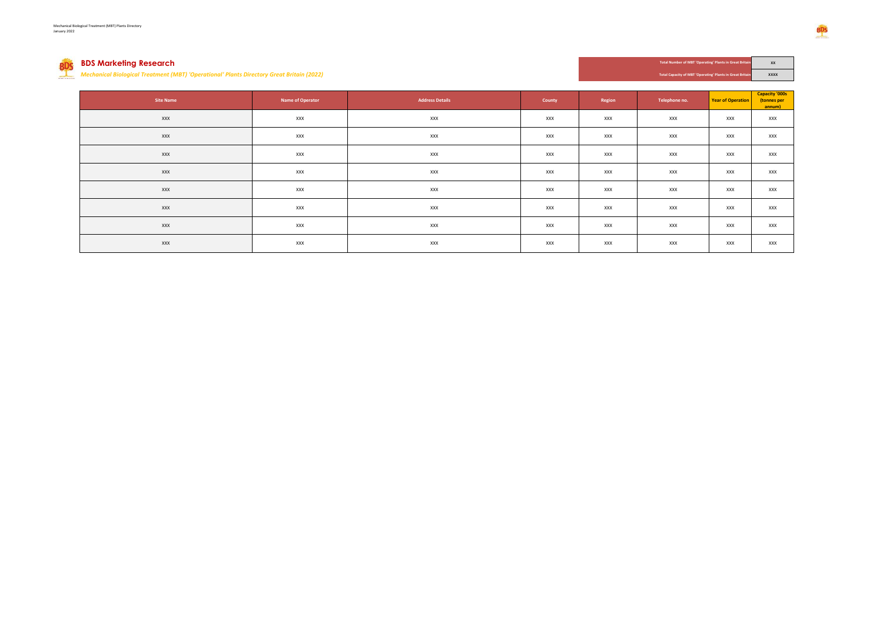## BDS Marketing Research

***Mechanical Biological Treatment (MBT) 'Operational' Plants Directory Great Britain (2022)***

| Total Number of MBT 'Operating' Plants in Great Britain | XX |
|---|---|
| Total Capacity of MBT 'Operating' Plants in Great Britain | XXXX |

| Site Name | Name of Operator | Address Details | County | Region | Telephone no. | Year of Operation | Capacity '000s (tonnes per annum) |
|---|---|---|---|---|---|---|---|
| XXX | XXX | XXX | XXX | XXX | XXX | XXX | XXX |
| XXX | XXX | XXX | XXX | XXX | XXX | XXX | XXX |
| XXX | XXX | XXX | XXX | XXX | XXX | XXX | XXX |
| XXX | XXX | XXX | XXX | XXX | XXX | XXX | XXX |
| XXX | XXX | XXX | XXX | XXX | XXX | XXX | XXX |
| XXX | XXX | XXX | XXX | XXX | XXX | XXX | XXX |
| XXX | XXX | XXX | XXX | XXX | XXX | XXX | XXX |
| XXX | XXX | XXX | XXX | XXX | XXX | XXX | XXX |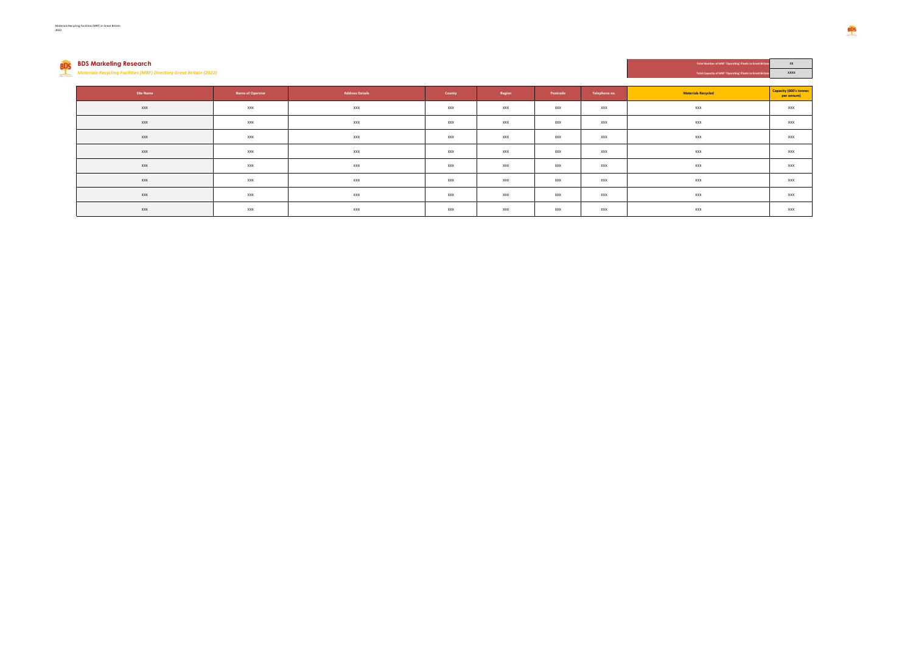## BDS Marketing Research

*Materials Recycling Facilities (MRF) Directory Great Britain (2022)*

| Total Number of MRF 'Operating' Plants in Great Britain | XX |
|---|---|
| Total Capacity of MRF 'Operating' Plants in Great Britain | XXXX |

| Site Name | Name of Operator | Address Details | County | Region | Postcode | Telephone no. | Materials Recycled | Capacity (000's tonnes per annum) |
|---|---|---|---|---|---|---|---|---|
| XXX | XXX | XXX | XXX | XXX | XXX | XXX | XXX | XXX |
| XXX | XXX | XXX | XXX | XXX | XXX | XXX | XXX | XXX |
| XXX | XXX | XXX | XXX | XXX | XXX | XXX | XXX | XXX |
| XXX | XXX | XXX | XXX | XXX | XXX | XXX | XXX | XXX |
| XXX | XXX | XXX | XXX | XXX | XXX | XXX | XXX | XXX |
| XXX | XXX | XXX | XXX | XXX | XXX | XXX | XXX | XXX |
| XXX | XXX | XXX | XXX | XXX | XXX | XXX | XXX | XXX |
| XXX | XXX | XXX | XXX | XXX | XXX | XXX | XXX | XXX |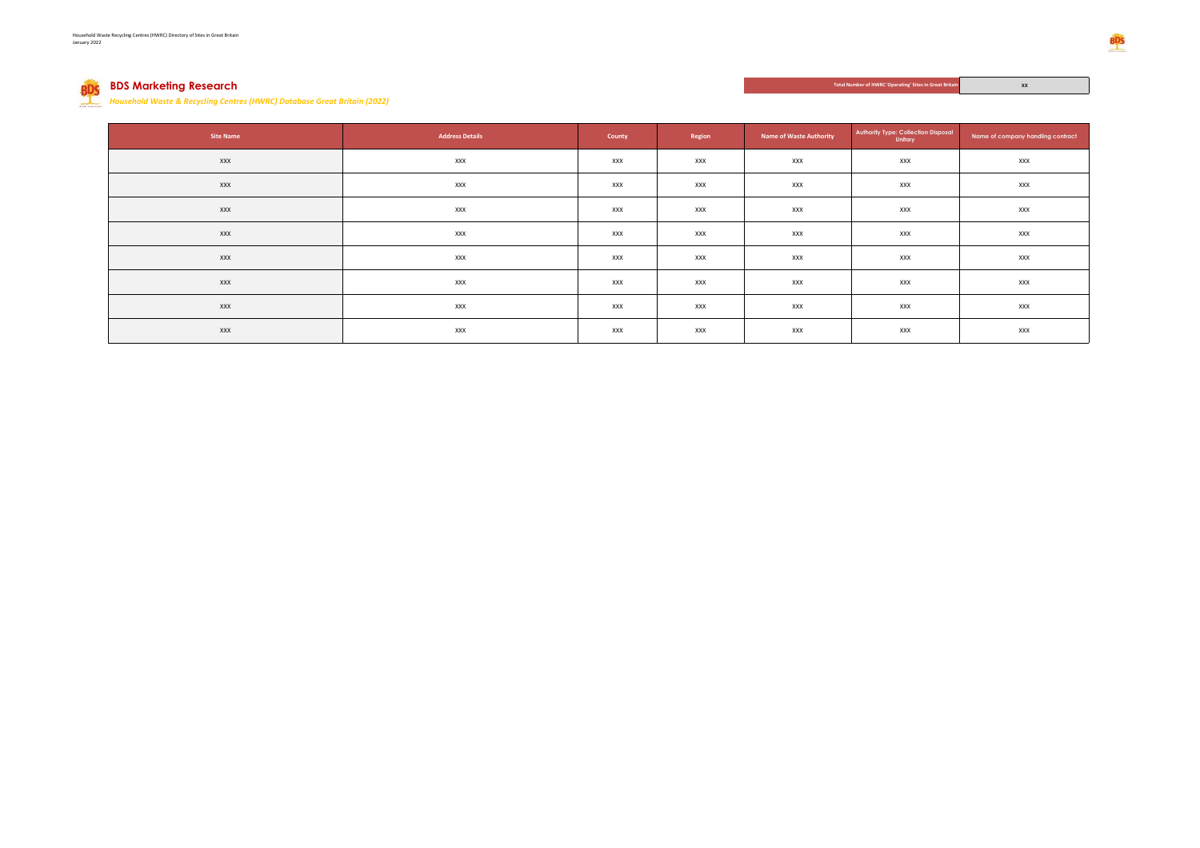Household Waste Recycling Centres (HWRC) Directory of Sites in Great Britain
January 2022

## BDS Marketing Research

*Household Waste & Recycling Centres (HWRC) Database Great Britain (2022)*

| Total Number of HWRC 'Operating' Sites in Great Britain | XX |
|---|---|

| Site Name | Address Details | County | Region | Name of Waste Authority | Authority Type: Collection Disposal Unitary | Name of company handling contract |
|---|---|---|---|---|---|---|
| XXX | XXX | XXX | XXX | XXX | XXX | XXX |
| XXX | XXX | XXX | XXX | XXX | XXX | XXX |
| XXX | XXX | XXX | XXX | XXX | XXX | XXX |
| XXX | XXX | XXX | XXX | XXX | XXX | XXX |
| XXX | XXX | XXX | XXX | XXX | XXX | XXX |
| XXX | XXX | XXX | XXX | XXX | XXX | XXX |
| XXX | XXX | XXX | XXX | XXX | XXX | XXX |
| XXX | XXX | XXX | XXX | XXX | XXX | XXX |